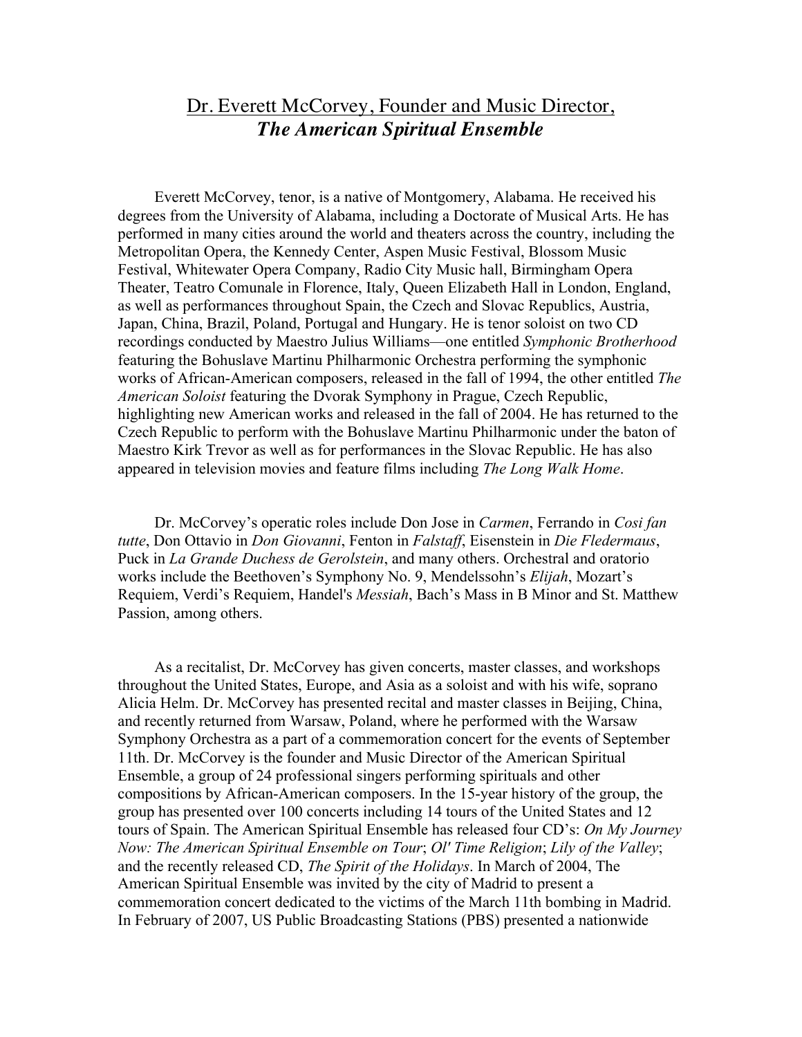# Dr. Everett McCorvey, Founder and Music Director, *The American Spiritual Ensemble*

Everett McCorvey, tenor, is a native of Montgomery, Alabama. He received his degrees from the University of Alabama, including a Doctorate of Musical Arts. He has performed in many cities around the world and theaters across the country, including the Metropolitan Opera, the Kennedy Center, Aspen Music Festival, Blossom Music Festival, Whitewater Opera Company, Radio City Music hall, Birmingham Opera Theater, Teatro Comunale in Florence, Italy, Queen Elizabeth Hall in London, England, as well as performances throughout Spain, the Czech and Slovac Republics, Austria, Japan, China, Brazil, Poland, Portugal and Hungary. He is tenor soloist on two CD recordings conducted by Maestro Julius Williams—one entitled *Symphonic Brotherhood* featuring the Bohuslave Martinu Philharmonic Orchestra performing the symphonic works of African-American composers, released in the fall of 1994, the other entitled *The American Soloist* featuring the Dvorak Symphony in Prague, Czech Republic, highlighting new American works and released in the fall of 2004. He has returned to the Czech Republic to perform with the Bohuslave Martinu Philharmonic under the baton of Maestro Kirk Trevor as well as for performances in the Slovac Republic. He has also appeared in television movies and feature films including *The Long Walk Home*.

Dr. McCorvey's operatic roles include Don Jose in *Carmen*, Ferrando in *Cosi fan tutte*, Don Ottavio in *Don Giovanni*, Fenton in *Falstaff*, Eisenstein in *Die Fledermaus*, Puck in *La Grande Duchess de Gerolstein*, and many others. Orchestral and oratorio works include the Beethoven's Symphony No. 9, Mendelssohn's *Elijah*, Mozart's Requiem, Verdi's Requiem, Handel's *Messiah*, Bach's Mass in B Minor and St. Matthew Passion, among others.

As a recitalist, Dr. McCorvey has given concerts, master classes, and workshops throughout the United States, Europe, and Asia as a soloist and with his wife, soprano Alicia Helm. Dr. McCorvey has presented recital and master classes in Beijing, China, and recently returned from Warsaw, Poland, where he performed with the Warsaw Symphony Orchestra as a part of a commemoration concert for the events of September 11th. Dr. McCorvey is the founder and Music Director of the American Spiritual Ensemble, a group of 24 professional singers performing spirituals and other compositions by African-American composers. In the 15-year history of the group, the group has presented over 100 concerts including 14 tours of the United States and 12 tours of Spain. The American Spiritual Ensemble has released four CD's: *On My Journey Now: The American Spiritual Ensemble on Tour*; *Ol' Time Religion*; *Lily of the Valley*; and the recently released CD, *The Spirit of the Holidays*. In March of 2004, The American Spiritual Ensemble was invited by the city of Madrid to present a commemoration concert dedicated to the victims of the March 11th bombing in Madrid. In February of 2007, US Public Broadcasting Stations (PBS) presented a nationwide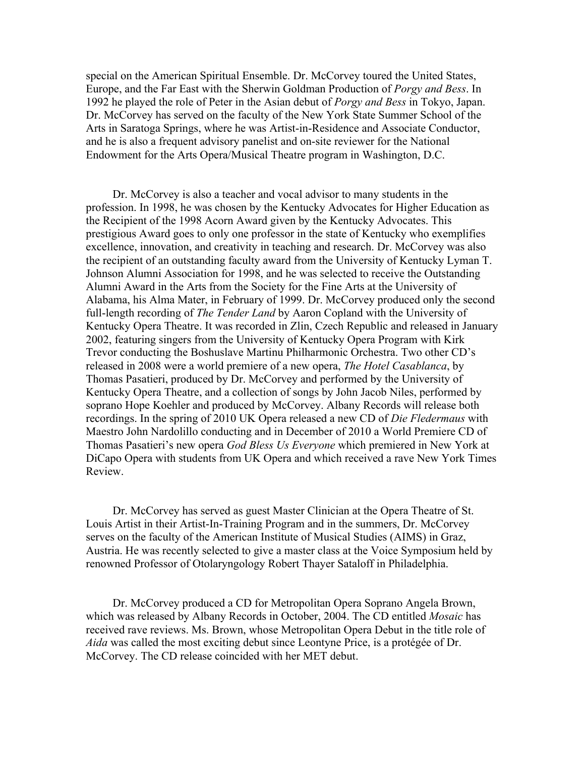special on the American Spiritual Ensemble. Dr. McCorvey toured the United States, Europe, and the Far East with the Sherwin Goldman Production of *Porgy and Bess*. In 1992 he played the role of Peter in the Asian debut of *Porgy and Bess* in Tokyo, Japan. Dr. McCorvey has served on the faculty of the New York State Summer School of the Arts in Saratoga Springs, where he was Artist-in-Residence and Associate Conductor, and he is also a frequent advisory panelist and on-site reviewer for the National Endowment for the Arts Opera/Musical Theatre program in Washington, D.C.

Dr. McCorvey is also a teacher and vocal advisor to many students in the profession. In 1998, he was chosen by the Kentucky Advocates for Higher Education as the Recipient of the 1998 Acorn Award given by the Kentucky Advocates. This prestigious Award goes to only one professor in the state of Kentucky who exemplifies excellence, innovation, and creativity in teaching and research. Dr. McCorvey was also the recipient of an outstanding faculty award from the University of Kentucky Lyman T. Johnson Alumni Association for 1998, and he was selected to receive the Outstanding Alumni Award in the Arts from the Society for the Fine Arts at the University of Alabama, his Alma Mater, in February of 1999. Dr. McCorvey produced only the second full-length recording of *The Tender Land* by Aaron Copland with the University of Kentucky Opera Theatre. It was recorded in Zlin, Czech Republic and released in January 2002, featuring singers from the University of Kentucky Opera Program with Kirk Trevor conducting the Boshuslave Martinu Philharmonic Orchestra. Two other CD's released in 2008 were a world premiere of a new opera, *The Hotel Casablanca*, by Thomas Pasatieri, produced by Dr. McCorvey and performed by the University of Kentucky Opera Theatre, and a collection of songs by John Jacob Niles, performed by soprano Hope Koehler and produced by McCorvey. Albany Records will release both recordings. In the spring of 2010 UK Opera released a new CD of *Die Fledermaus* with Maestro John Nardolillo conducting and in December of 2010 a World Premiere CD of Thomas Pasatieri's new opera *God Bless Us Everyone* which premiered in New York at DiCapo Opera with students from UK Opera and which received a rave New York Times Review.

Dr. McCorvey has served as guest Master Clinician at the Opera Theatre of St. Louis Artist in their Artist-In-Training Program and in the summers, Dr. McCorvey serves on the faculty of the American Institute of Musical Studies (AIMS) in Graz, Austria. He was recently selected to give a master class at the Voice Symposium held by renowned Professor of Otolaryngology Robert Thayer Sataloff in Philadelphia.

Dr. McCorvey produced a CD for Metropolitan Opera Soprano Angela Brown, which was released by Albany Records in October, 2004. The CD entitled *Mosaic* has received rave reviews. Ms. Brown, whose Metropolitan Opera Debut in the title role of *Aida* was called the most exciting debut since Leontyne Price, is a protégée of Dr. McCorvey. The CD release coincided with her MET debut.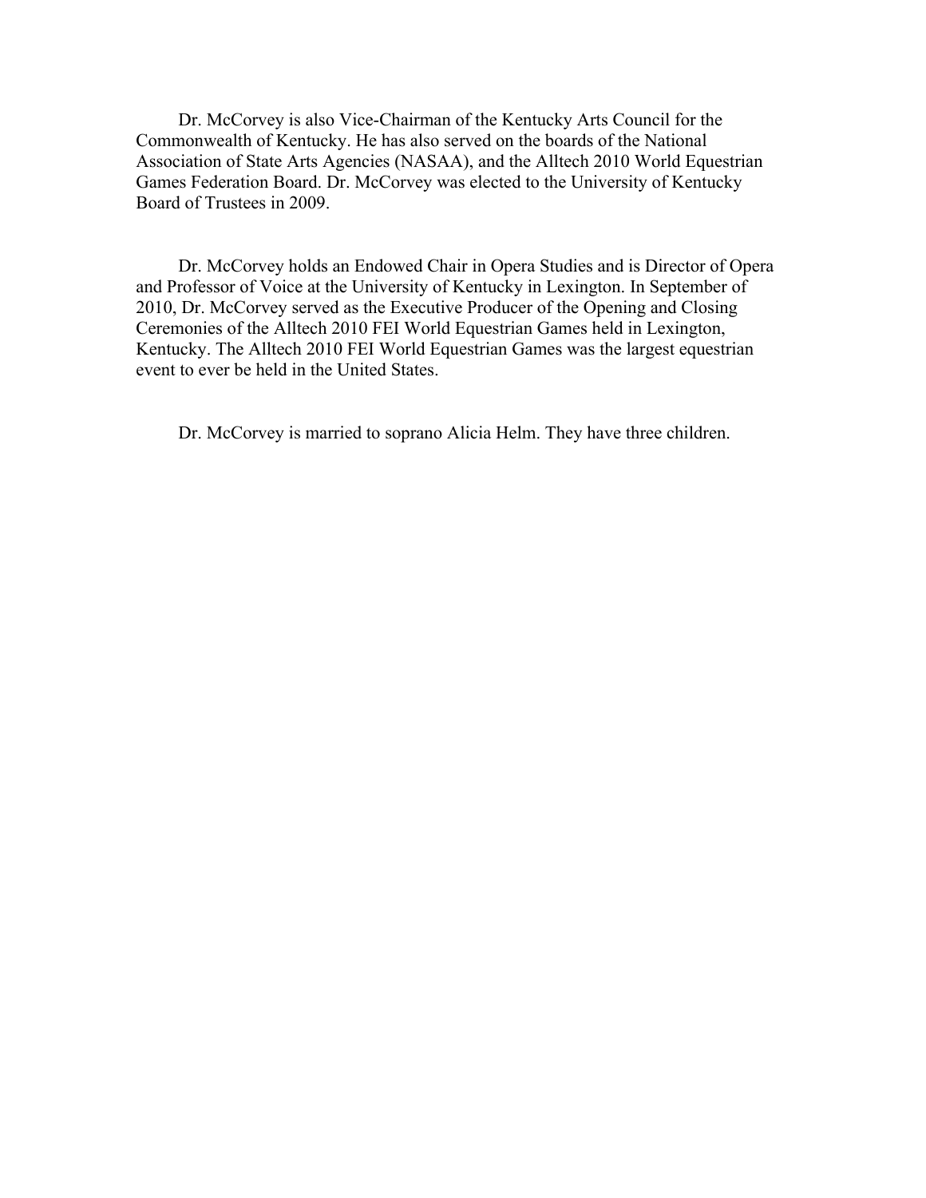Dr. McCorvey is also Vice-Chairman of the Kentucky Arts Council for the Commonwealth of Kentucky. He has also served on the boards of the National Association of State Arts Agencies (NASAA), and the Alltech 2010 World Equestrian Games Federation Board. Dr. McCorvey was elected to the University of Kentucky Board of Trustees in 2009.

Dr. McCorvey holds an Endowed Chair in Opera Studies and is Director of Opera and Professor of Voice at the University of Kentucky in Lexington. In September of 2010, Dr. McCorvey served as the Executive Producer of the Opening and Closing Ceremonies of the Alltech 2010 FEI World Equestrian Games held in Lexington, Kentucky. The Alltech 2010 FEI World Equestrian Games was the largest equestrian event to ever be held in the United States.

Dr. McCorvey is married to soprano Alicia Helm. They have three children.